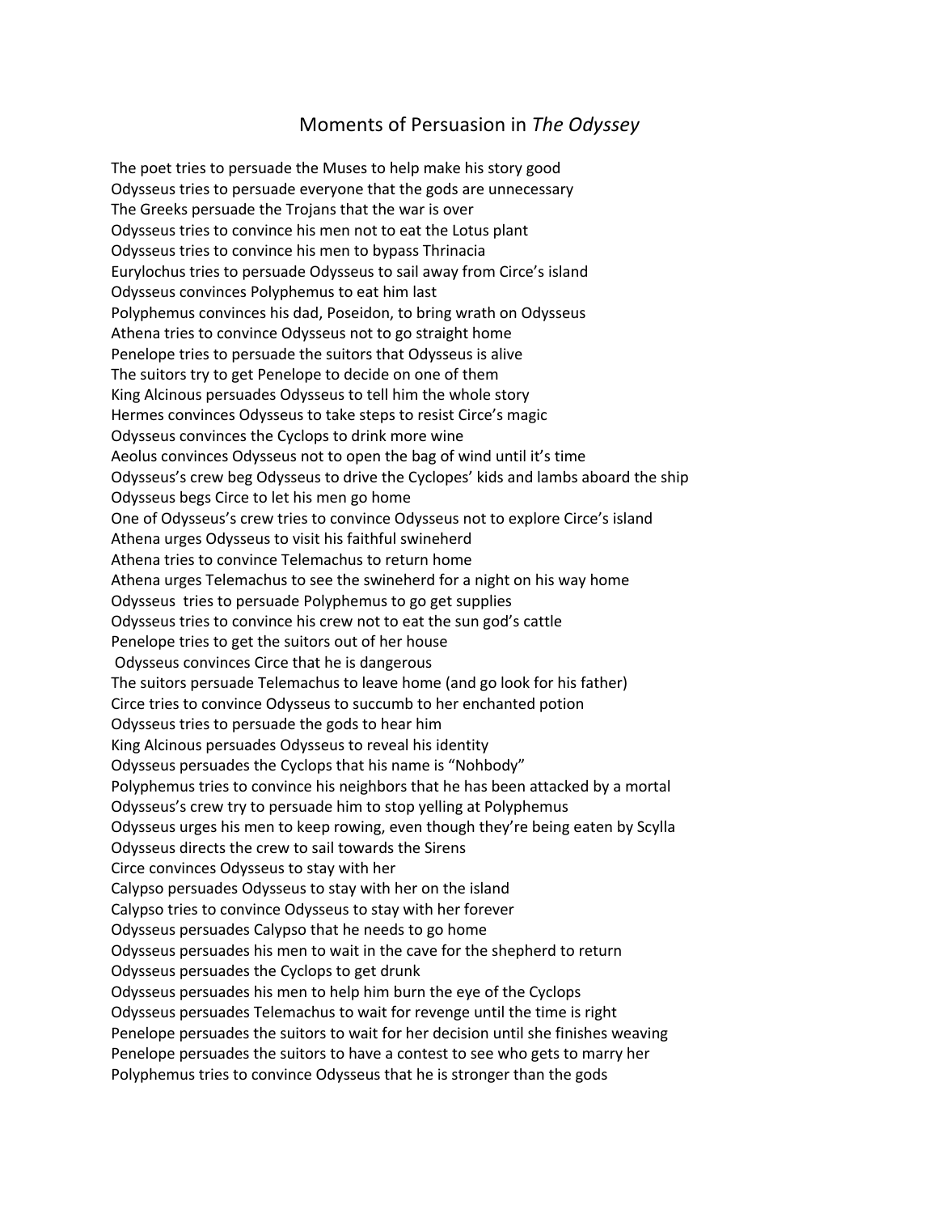# Moments of Persuasion in *The Odyssey*

The poet tries to persuade the Muses to help make his story good
Odysseus tries to persuade everyone that the gods are unnecessary
The Greeks persuade the Trojans that the war is over
Odysseus tries to convince his men not to eat the Lotus plant
Odysseus tries to convince his men to bypass Thrinacia
Eurylochus tries to persuade Odysseus to sail away from Circe's island
Odysseus convinces Polyphemus to eat him last
Polyphemus convinces his dad, Poseidon, to bring wrath on Odysseus
Athena tries to convince Odysseus not to go straight home
Penelope tries to persuade the suitors that Odysseus is alive
The suitors try to get Penelope to decide on one of them
King Alcinous persuades Odysseus to tell him the whole story
Hermes convinces Odysseus to take steps to resist Circe's magic
Odysseus convinces the Cyclops to drink more wine
Aeolus convinces Odysseus not to open the bag of wind until it's time
Odysseus's crew beg Odysseus to drive the Cyclopes' kids and lambs aboard the ship
Odysseus begs Circe to let his men go home
One of Odysseus's crew tries to convince Odysseus not to explore Circe's island
Athena urges Odysseus to visit his faithful swineherd
Athena tries to convince Telemachus to return home
Athena urges Telemachus to see the swineherd for a night on his way home
Odysseus tries to persuade Polyphemus to go get supplies
Odysseus tries to convince his crew not to eat the sun god's cattle
Penelope tries to get the suitors out of her house
Odysseus convinces Circe that he is dangerous
The suitors persuade Telemachus to leave home (and go look for his father)
Circe tries to convince Odysseus to succumb to her enchanted potion
Odysseus tries to persuade the gods to hear him
King Alcinous persuades Odysseus to reveal his identity
Odysseus persuades the Cyclops that his name is "Nohbody"
Polyphemus tries to convince his neighbors that he has been attacked by a mortal
Odysseus's crew try to persuade him to stop yelling at Polyphemus
Odysseus urges his men to keep rowing, even though they're being eaten by Scylla
Odysseus directs the crew to sail towards the Sirens
Circe convinces Odysseus to stay with her
Calypso persuades Odysseus to stay with her on the island
Calypso tries to convince Odysseus to stay with her forever
Odysseus persuades Calypso that he needs to go home
Odysseus persuades his men to wait in the cave for the shepherd to return
Odysseus persuades the Cyclops to get drunk
Odysseus persuades his men to help him burn the eye of the Cyclops
Odysseus persuades Telemachus to wait for revenge until the time is right
Penelope persuades the suitors to wait for her decision until she finishes weaving
Penelope persuades the suitors to have a contest to see who gets to marry her
Polyphemus tries to convince Odysseus that he is stronger than the gods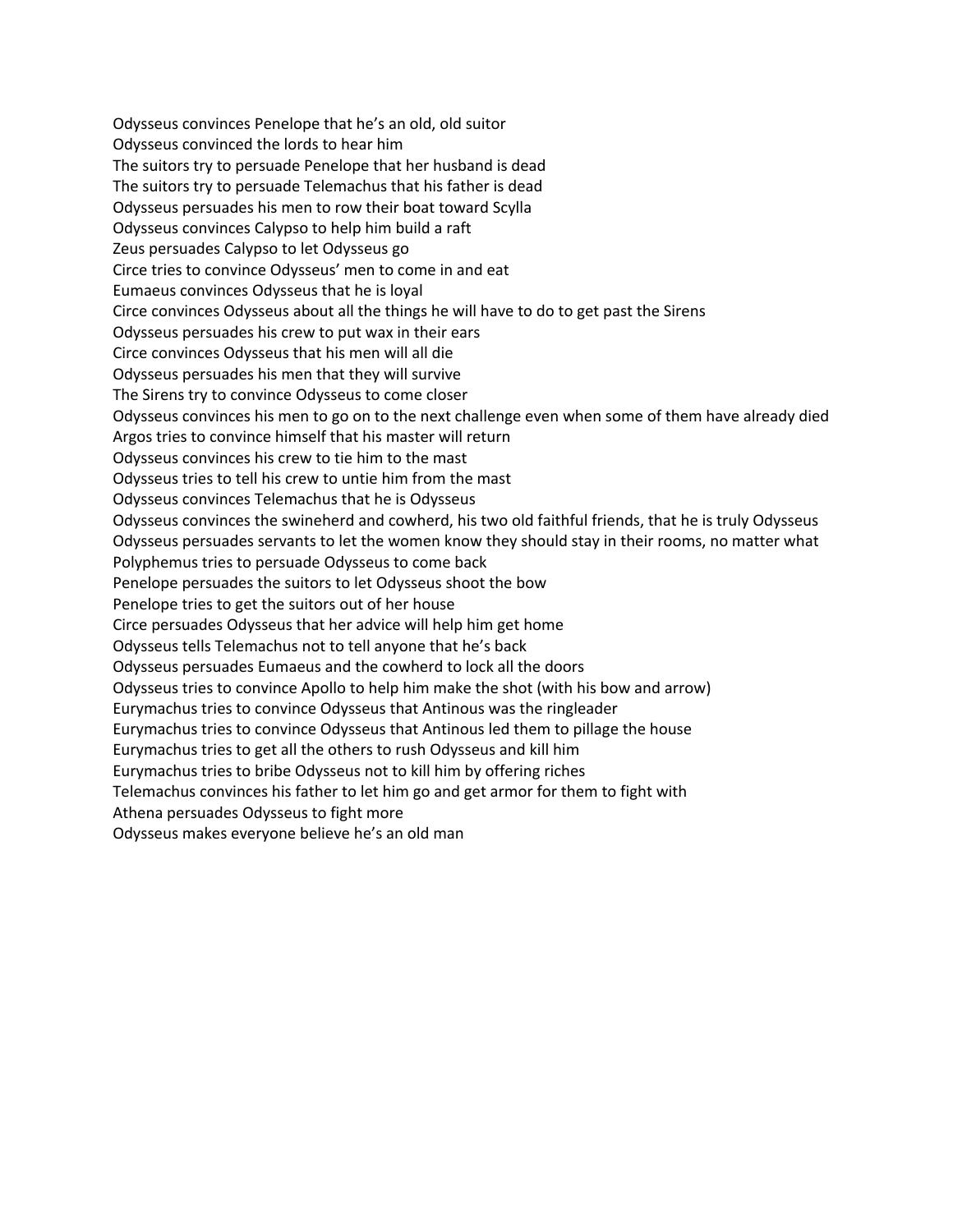Odysseus convinces Penelope that he's an old, old suitor
Odysseus convinced the lords to hear him
The suitors try to persuade Penelope that her husband is dead
The suitors try to persuade Telemachus that his father is dead
Odysseus persuades his men to row their boat toward Scylla
Odysseus convinces Calypso to help him build a raft
Zeus persuades Calypso to let Odysseus go
Circe tries to convince Odysseus' men to come in and eat
Eumaeus convinces Odysseus that he is loyal
Circe convinces Odysseus about all the things he will have to do to get past the Sirens
Odysseus persuades his crew to put wax in their ears
Circe convinces Odysseus that his men will all die
Odysseus persuades his men that they will survive
The Sirens try to convince Odysseus to come closer
Odysseus convinces his men to go on to the next challenge even when some of them have already died
Argos tries to convince himself that his master will return
Odysseus convinces his crew to tie him to the mast
Odysseus tries to tell his crew to untie him from the mast
Odysseus convinces Telemachus that he is Odysseus
Odysseus convinces the swineherd and cowherd, his two old faithful friends, that he is truly Odysseus
Odysseus persuades servants to let the women know they should stay in their rooms, no matter what
Polyphemus tries to persuade Odysseus to come back
Penelope persuades the suitors to let Odysseus shoot the bow
Penelope tries to get the suitors out of her house
Circe persuades Odysseus that her advice will help him get home
Odysseus tells Telemachus not to tell anyone that he's back
Odysseus persuades Eumaeus and the cowherd to lock all the doors
Odysseus tries to convince Apollo to help him make the shot (with his bow and arrow)
Eurymachus tries to convince Odysseus that Antinous was the ringleader
Eurymachus tries to convince Odysseus that Antinous led them to pillage the house
Eurymachus tries to get all the others to rush Odysseus and kill him
Eurymachus tries to bribe Odysseus not to kill him by offering riches
Telemachus convinces his father to let him go and get armor for them to fight with
Athena persuades Odysseus to fight more
Odysseus makes everyone believe he's an old man